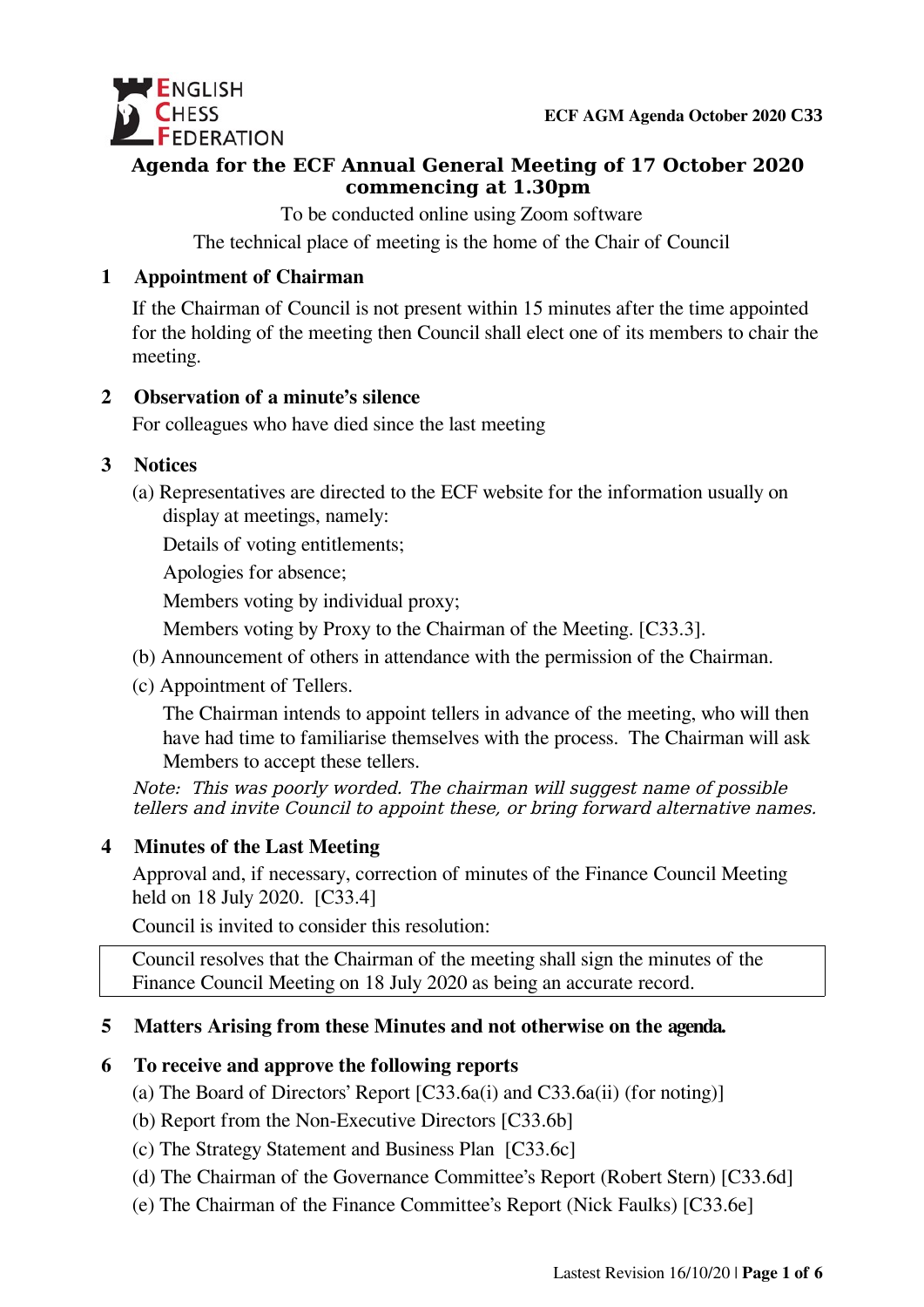ENGLISH CHESS FEDERATION

**ECF AGM Agenda October 2020 C33**

# Agenda for the ECF Annual General Meeting of 17 October 2020 commencing at 1.30pm

To be conducted online using Zoom software

The technical place of meeting is the home of the Chair of Council

## 1 Appointment of Chairman

If the Chairman of Council is not present within 15 minutes after the time appointed for the holding of the meeting then Council shall elect one of its members to chair the meeting.

## 2 Observation of a minute's silence

For colleagues who have died since the last meeting

## 3 Notices

(a) Representatives are directed to the ECF website for the information usually on display at meetings, namely:

Details of voting entitlements;

Apologies for absence;

Members voting by individual proxy;

Members voting by Proxy to the Chairman of the Meeting. [C33.3].

(b) Announcement of others in attendance with the permission of the Chairman.

(c) Appointment of Tellers.

The Chairman intends to appoint tellers in advance of the meeting, who will then have had time to familiarise themselves with the process. The Chairman will ask Members to accept these tellers.

*Note: This was poorly worded. The chairman will suggest name of possible tellers and invite Council to appoint these, or bring forward alternative names.*

## 4 Minutes of the Last Meeting

Approval and, if necessary, correction of minutes of the Finance Council Meeting held on 18 July 2020. [C33.4]

Council is invited to consider this resolution:

| Council resolves that the Chairman of the meeting shall sign the minutes of the Finance Council Meeting on 18 July 2020 as being an accurate record. |
|---|

## 5 Matters Arising from these Minutes and not otherwise on the agenda.

## 6 To receive and approve the following reports

(a) The Board of Directors' Report [C33.6a(i) and C33.6a(ii) (for noting)]

(b) Report from the Non-Executive Directors [C33.6b]

(c) The Strategy Statement and Business Plan [C33.6c]

(d) The Chairman of the Governance Committee's Report (Robert Stern) [C33.6d]

(e) The Chairman of the Finance Committee's Report (Nick Faulks) [C33.6e]

Lastest Revision 16/10/20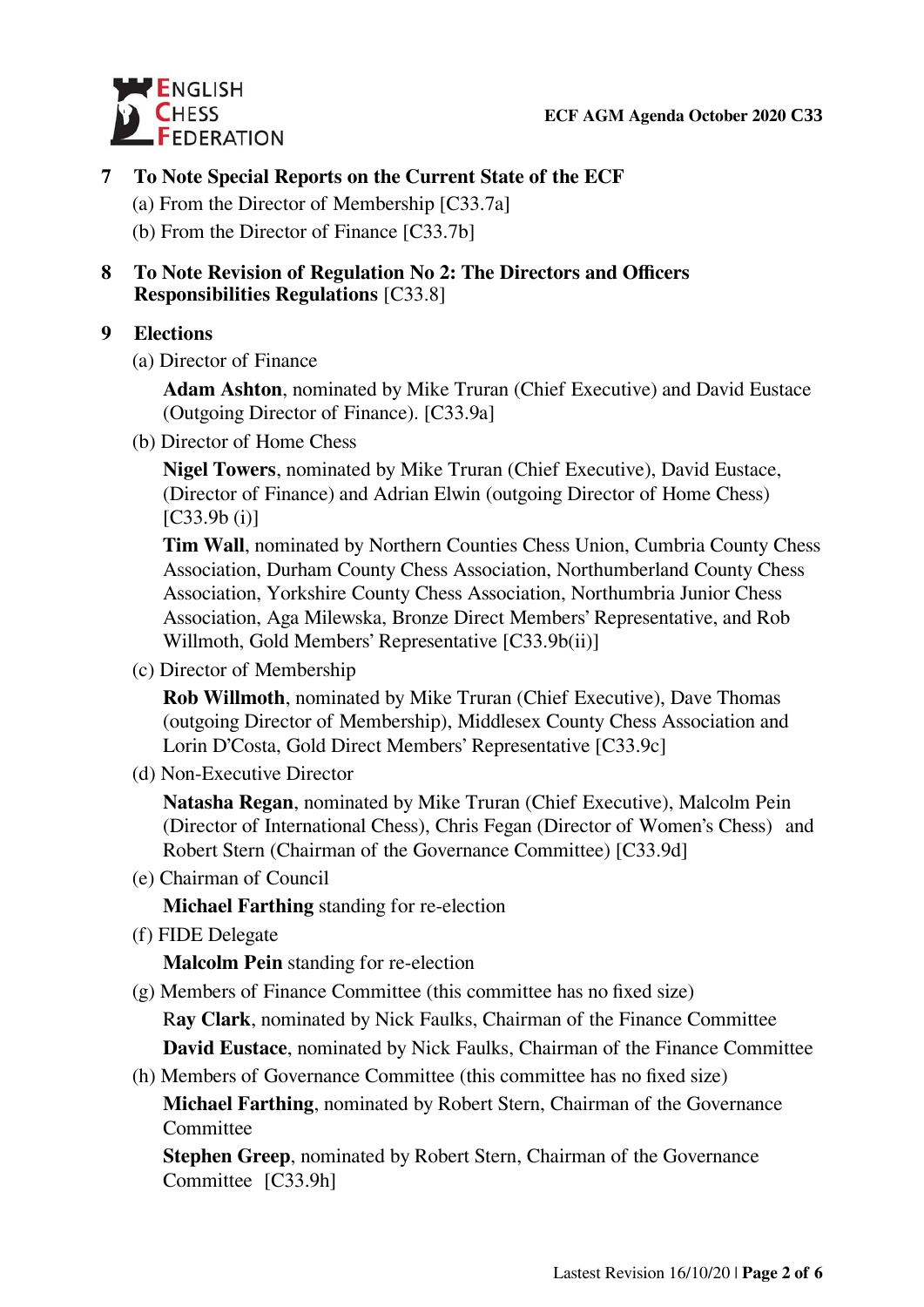## 7 To Note Special Reports on the Current State of the ECF

(a) From the Director of Membership [C33.7a]

(b) From the Director of Finance [C33.7b]

## 8 To Note Revision of Regulation No 2: The Directors and Officers Responsibilities Regulations [C33.8]

## 9 Elections

(a) Director of Finance

**Adam Ashton**, nominated by Mike Truran (Chief Executive) and David Eustace (Outgoing Director of Finance). [C33.9a]

(b) Director of Home Chess

**Nigel Towers**, nominated by Mike Truran (Chief Executive), David Eustace, (Director of Finance) and Adrian Elwin (outgoing Director of Home Chess) [C33.9b (i)]

**Tim Wall**, nominated by Northern Counties Chess Union, Cumbria County Chess Association, Durham County Chess Association, Northumberland County Chess Association, Yorkshire County Chess Association, Northumbria Junior Chess Association, Aga Milewska, Bronze Direct Members' Representative, and Rob Willmoth, Gold Members' Representative [C33.9b(ii)]

(c) Director of Membership

**Rob Willmoth**, nominated by Mike Truran (Chief Executive), Dave Thomas (outgoing Director of Membership), Middlesex County Chess Association and Lorin D'Costa, Gold Direct Members' Representative [C33.9c]

(d) Non-Executive Director

**Natasha Regan**, nominated by Mike Truran (Chief Executive), Malcolm Pein (Director of International Chess), Chris Fegan (Director of Women's Chess) and Robert Stern (Chairman of the Governance Committee) [C33.9d]

(e) Chairman of Council

**Michael Farthing** standing for re-election

(f) FIDE Delegate

**Malcolm Pein** standing for re-election

(g) Members of Finance Committee (this committee has no fixed size)

**Ray Clark**, nominated by Nick Faulks, Chairman of the Finance Committee

**David Eustace**, nominated by Nick Faulks, Chairman of the Finance Committee

(h) Members of Governance Committee (this committee has no fixed size)

**Michael Farthing**, nominated by Robert Stern, Chairman of the Governance Committee

**Stephen Greep**, nominated by Robert Stern, Chairman of the Governance Committee [C33.9h]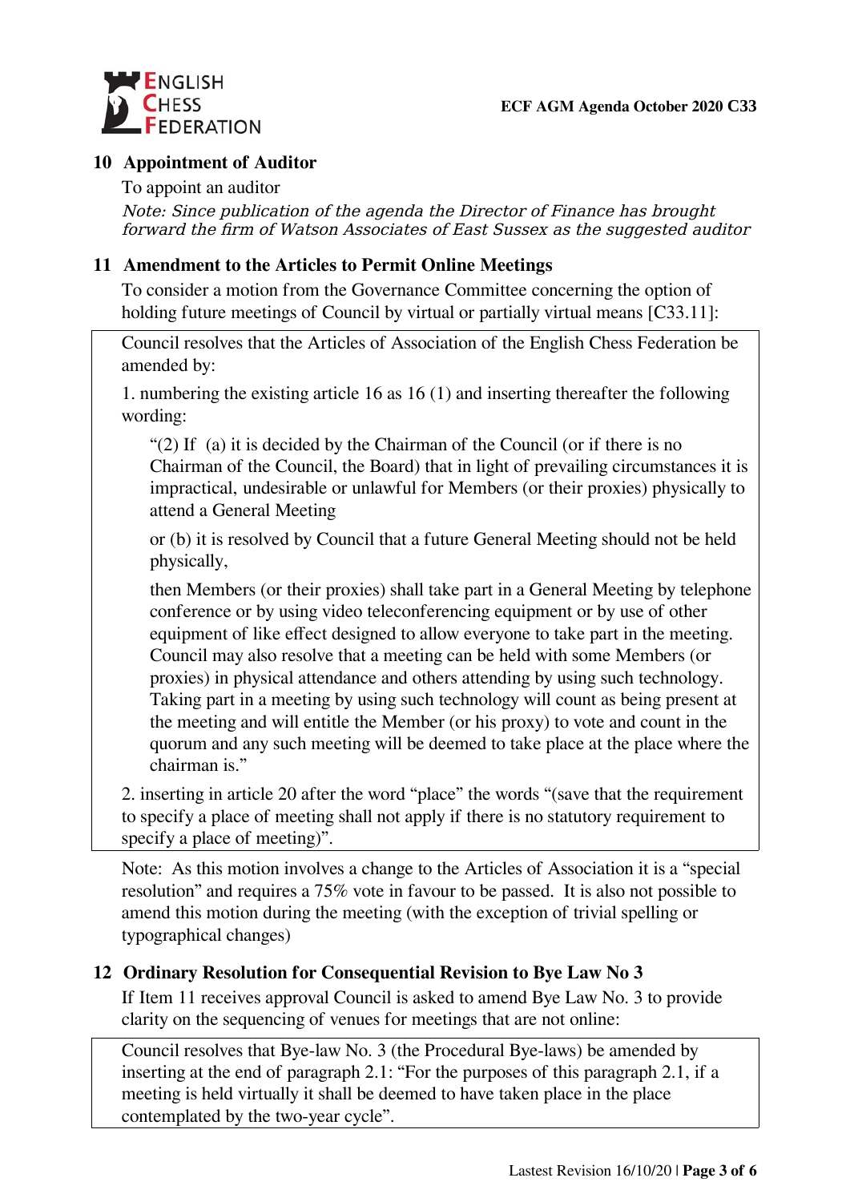## 10 Appointment of Auditor

To appoint an auditor

*Note: Since publication of the agenda the Director of Finance has brought forward the firm of Watson Associates of East Sussex as the suggested auditor*

## 11 Amendment to the Articles to Permit Online Meetings

To consider a motion from the Governance Committee concerning the option of holding future meetings of Council by virtual or partially virtual means [C33.11]:

> Council resolves that the Articles of Association of the English Chess Federation be amended by:
>
> 1. numbering the existing article 16 as 16 (1) and inserting thereafter the following wording:
>
> > "(2) If (a) it is decided by the Chairman of the Council (or if there is no Chairman of the Council, the Board) that in light of prevailing circumstances it is impractical, undesirable or unlawful for Members (or their proxies) physically to attend a General Meeting
> >
> > or (b) it is resolved by Council that a future General Meeting should not be held physically,
> >
> > then Members (or their proxies) shall take part in a General Meeting by telephone conference or by using video teleconferencing equipment or by use of other equipment of like effect designed to allow everyone to take part in the meeting. Council may also resolve that a meeting can be held with some Members (or proxies) in physical attendance and others attending by using such technology. Taking part in a meeting by using such technology will count as being present at the meeting and will entitle the Member (or his proxy) to vote and count in the quorum and any such meeting will be deemed to take place at the place where the chairman is."
>
> 2. inserting in article 20 after the word "place" the words "(save that the requirement to specify a place of meeting shall not apply if there is no statutory requirement to specify a place of meeting)".

Note: As this motion involves a change to the Articles of Association it is a "special resolution" and requires a 75% vote in favour to be passed. It is also not possible to amend this motion during the meeting (with the exception of trivial spelling or typographical changes)

## 12 Ordinary Resolution for Consequential Revision to Bye Law No 3

If Item 11 receives approval Council is asked to amend Bye Law No. 3 to provide clarity on the sequencing of venues for meetings that are not online:

> Council resolves that Bye-law No. 3 (the Procedural Bye-laws) be amended by inserting at the end of paragraph 2.1: "For the purposes of this paragraph 2.1, if a meeting is held virtually it shall be deemed to have taken place in the place contemplated by the two-year cycle".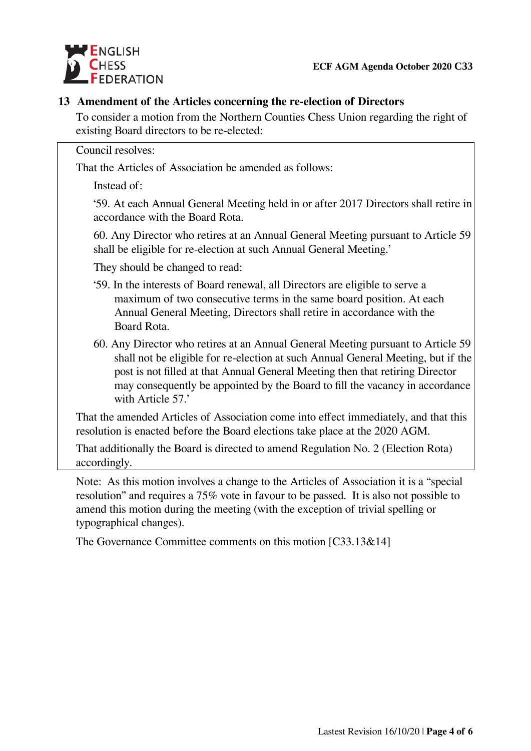## 13 Amendment of the Articles concerning the re-election of Directors

To consider a motion from the Northern Counties Chess Union regarding the right of existing Board directors to be re-elected:

> Council resolves:
>
> That the Articles of Association be amended as follows:
>
> Instead of:
>
> '59. At each Annual General Meeting held in or after 2017 Directors shall retire in accordance with the Board Rota.
>
> 60. Any Director who retires at an Annual General Meeting pursuant to Article 59 shall be eligible for re-election at such Annual General Meeting.'
>
> They should be changed to read:
>
> '59. In the interests of Board renewal, all Directors are eligible to serve a maximum of two consecutive terms in the same board position. At each Annual General Meeting, Directors shall retire in accordance with the Board Rota.
>
> 60. Any Director who retires at an Annual General Meeting pursuant to Article 59 shall not be eligible for re-election at such Annual General Meeting, but if the post is not filled at that Annual General Meeting then that retiring Director may consequently be appointed by the Board to fill the vacancy in accordance with Article 57.'
>
> That the amended Articles of Association come into effect immediately, and that this resolution is enacted before the Board elections take place at the 2020 AGM.
>
> That additionally the Board is directed to amend Regulation No. 2 (Election Rota) accordingly.

Note: As this motion involves a change to the Articles of Association it is a "special resolution" and requires a 75% vote in favour to be passed. It is also not possible to amend this motion during the meeting (with the exception of trivial spelling or typographical changes).

The Governance Committee comments on this motion [C33.13&14]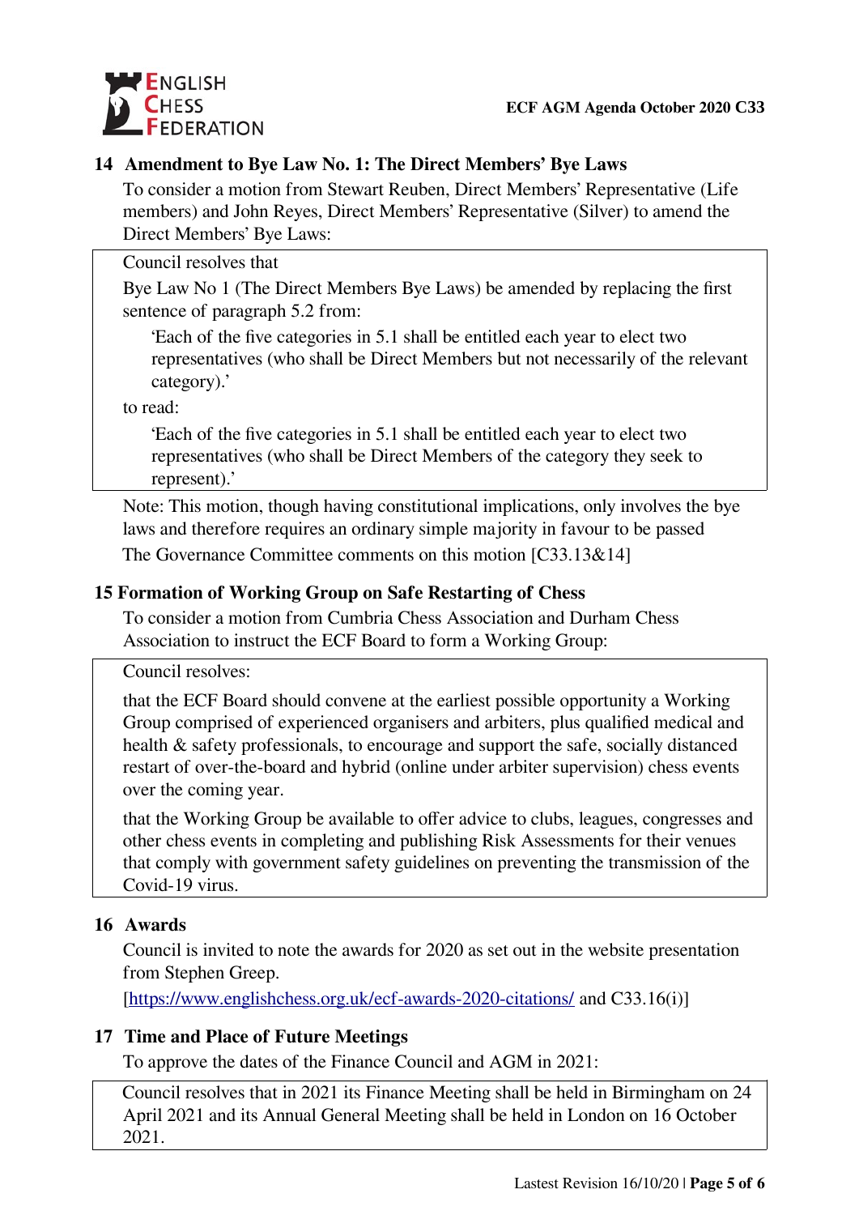## 14 Amendment to Bye Law No. 1: The Direct Members' Bye Laws

To consider a motion from Stewart Reuben, Direct Members' Representative (Life members) and John Reyes, Direct Members' Representative (Silver) to amend the Direct Members' Bye Laws:

> Council resolves that
>
> Bye Law No 1 (The Direct Members Bye Laws) be amended by replacing the first sentence of paragraph 5.2 from:
>
> > 'Each of the five categories in 5.1 shall be entitled each year to elect two representatives (who shall be Direct Members but not necessarily of the relevant category).'
>
> to read:
>
> > 'Each of the five categories in 5.1 shall be entitled each year to elect two representatives (who shall be Direct Members of the category they seek to represent).'

Note: This motion, though having constitutional implications, only involves the bye laws and therefore requires an ordinary simple majority in favour to be passed

The Governance Committee comments on this motion [C33.13&14]

## 15 Formation of Working Group on Safe Restarting of Chess

To consider a motion from Cumbria Chess Association and Durham Chess Association to instruct the ECF Board to form a Working Group:

> Council resolves:
>
> that the ECF Board should convene at the earliest possible opportunity a Working Group comprised of experienced organisers and arbiters, plus qualified medical and health & safety professionals, to encourage and support the safe, socially distanced restart of over-the-board and hybrid (online under arbiter supervision) chess events over the coming year.
>
> that the Working Group be available to offer advice to clubs, leagues, congresses and other chess events in completing and publishing Risk Assessments for their venues that comply with government safety guidelines on preventing the transmission of the Covid-19 virus.

## 16 Awards

Council is invited to note the awards for 2020 as set out in the website presentation from Stephen Greep.

[https://www.englishchess.org.uk/ecf-awards-2020-citations/ and C33.16(i)]

## 17 Time and Place of Future Meetings

To approve the dates of the Finance Council and AGM in 2021:

> Council resolves that in 2021 its Finance Meeting shall be held in Birmingham on 24 April 2021 and its Annual General Meeting shall be held in London on 16 October 2021.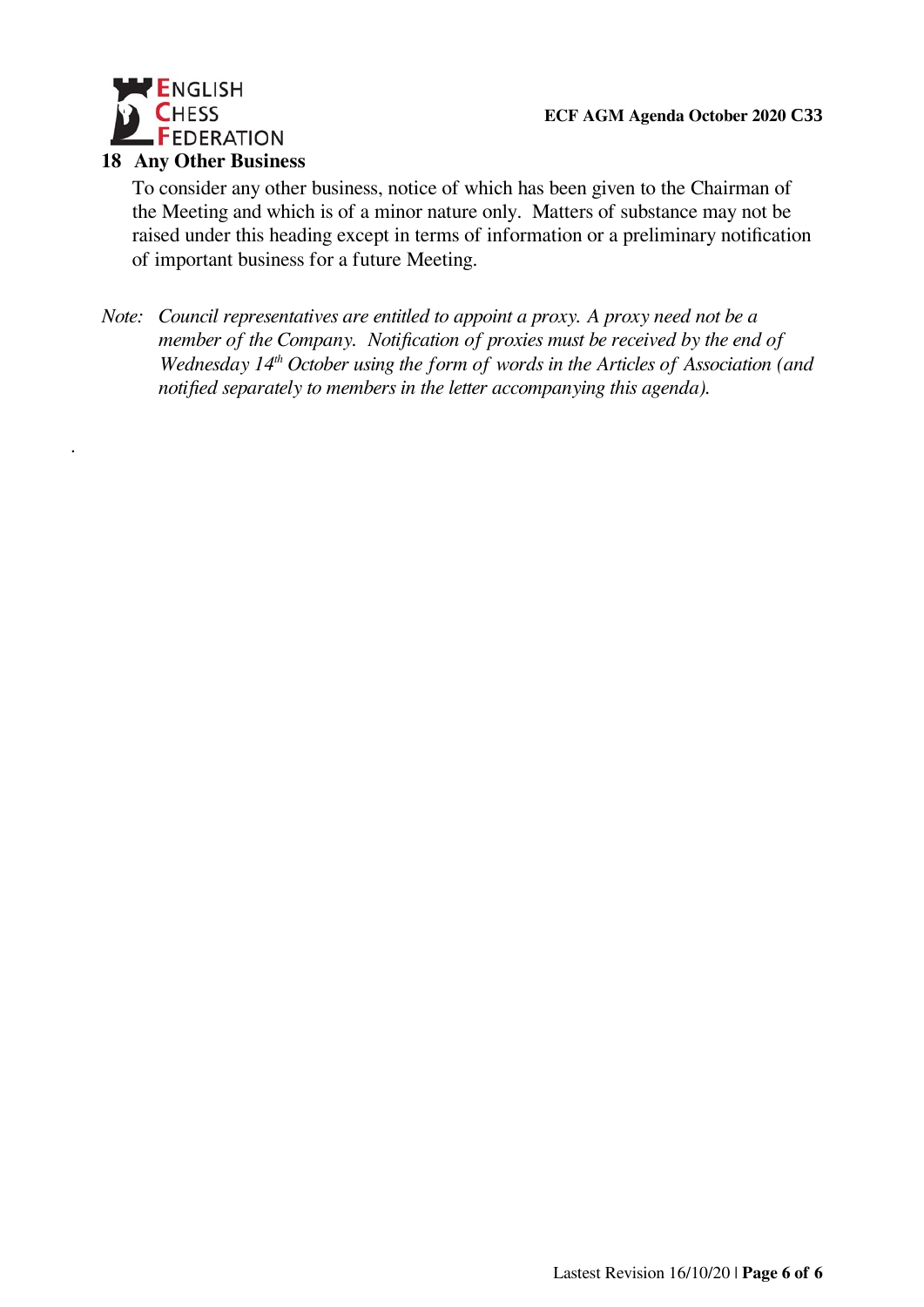## 18 Any Other Business

To consider any other business, notice of which has been given to the Chairman of the Meeting and which is of a minor nature only. Matters of substance may not be raised under this heading except in terms of information or a preliminary notification of important business for a future Meeting.

*Note: Council representatives are entitled to appoint a proxy. A proxy need not be a member of the Company. Notification of proxies must be received by the end of Wednesday 14th October using the form of words in the Articles of Association (and notified separately to members in the letter accompanying this agenda).*